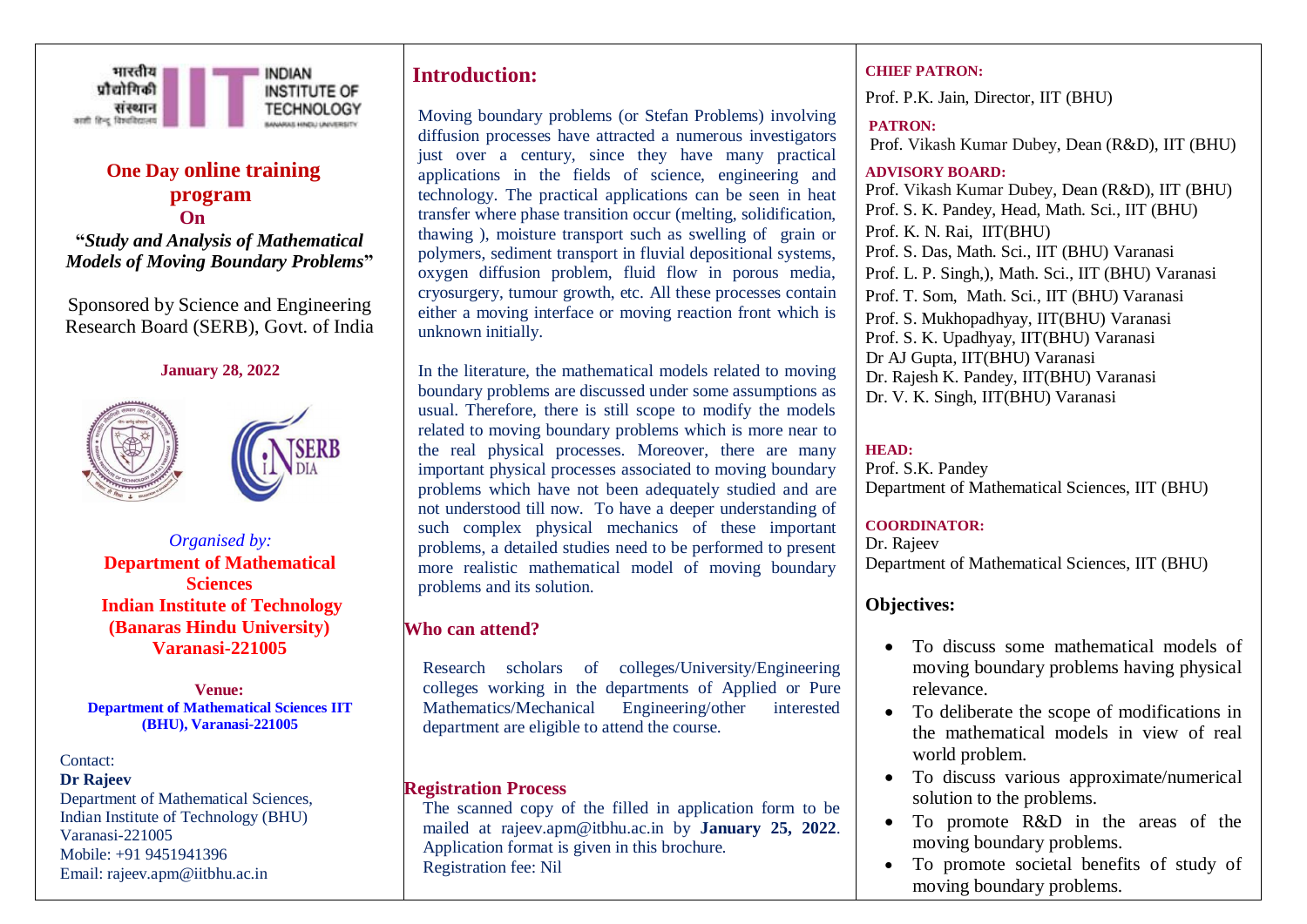भारतीय प्रौद्योगिकी संस्थान काशी हिन्दू विश्वविद्यालय

INDIAN INSTITUTE OF TECHNOLOGY BANARAS HINDU UNIVERSITY

## One Day online training program On

**"*Study and Analysis of Mathematical Models of Moving Boundary Problems*"**

Sponsored by Science and Engineering Research Board (SERB), Govt. of India

**January 28, 2022**

*Organised by:*

**Department of Mathematical Sciences**
**Indian Institute of Technology (Banaras Hindu University)**
**Varanasi-221005**

**Venue:**
**Department of Mathematical Sciences IIT (BHU), Varanasi-221005**

Contact:
**Dr Rajeev**
Department of Mathematical Sciences,
Indian Institute of Technology (BHU)
Varanasi-221005
Mobile: +91 9451941396
Email: rajeev.apm@iitbhu.ac.in

## Introduction:

Moving boundary problems (or Stefan Problems) involving diffusion processes have attracted a numerous investigators just over a century, since they have many practical applications in the fields of science, engineering and technology. The practical applications can be seen in heat transfer where phase transition occur (melting, solidification, thawing ), moisture transport such as swelling of grain or polymers, sediment transport in fluvial depositional systems, oxygen diffusion problem, fluid flow in porous media, cryosurgery, tumour growth, etc. All these processes contain either a moving interface or moving reaction front which is unknown initially.

In the literature, the mathematical models related to moving boundary problems are discussed under some assumptions as usual. Therefore, there is still scope to modify the models related to moving boundary problems which is more near to the real physical processes. Moreover, there are many important physical processes associated to moving boundary problems which have not been adequately studied and are not understood till now. To have a deeper understanding of such complex physical mechanics of these important problems, a detailed studies need to be performed to present more realistic mathematical model of moving boundary problems and its solution.

### Who can attend?

Research scholars of colleges/University/Engineering colleges working in the departments of Applied or Pure Mathematics/Mechanical Engineering/other interested department are eligible to attend the course.

### Registration Process

The scanned copy of the filled in application form to be mailed at rajeev.apm@itbhu.ac.in by **January 25, 2022**. Application format is given in this brochure.
Registration fee: Nil

**CHIEF PATRON:**
Prof. P.K. Jain, Director, IIT (BHU)

**PATRON:**
Prof. Vikash Kumar Dubey, Dean (R&D), IIT (BHU)

**ADVISORY BOARD:**
Prof. Vikash Kumar Dubey, Dean (R&D), IIT (BHU)
Prof. S. K. Pandey, Head, Math. Sci., IIT (BHU)
Prof. K. N. Rai, IIT(BHU)
Prof. S. Das, Math. Sci., IIT (BHU) Varanasi
Prof. L. P. Singh,), Math. Sci., IIT (BHU) Varanasi
Prof. T. Som, Math. Sci., IIT (BHU) Varanasi
Prof. S. Mukhopadhyay, IIT(BHU) Varanasi
Prof. S. K. Upadhyay, IIT(BHU) Varanasi
Dr AJ Gupta, IIT(BHU) Varanasi
Dr. Rajesh K. Pandey, IIT(BHU) Varanasi
Dr. V. K. Singh, IIT(BHU) Varanasi

**HEAD:**
Prof. S.K. Pandey
Department of Mathematical Sciences, IIT (BHU)

**COORDINATOR:**
Dr. Rajeev
Department of Mathematical Sciences, IIT (BHU)

### Objectives:

- To discuss some mathematical models of moving boundary problems having physical relevance.
- To deliberate the scope of modifications in the mathematical models in view of real world problem.
- To discuss various approximate/numerical solution to the problems.
- To promote R&D in the areas of the moving boundary problems.
- To promote societal benefits of study of moving boundary problems.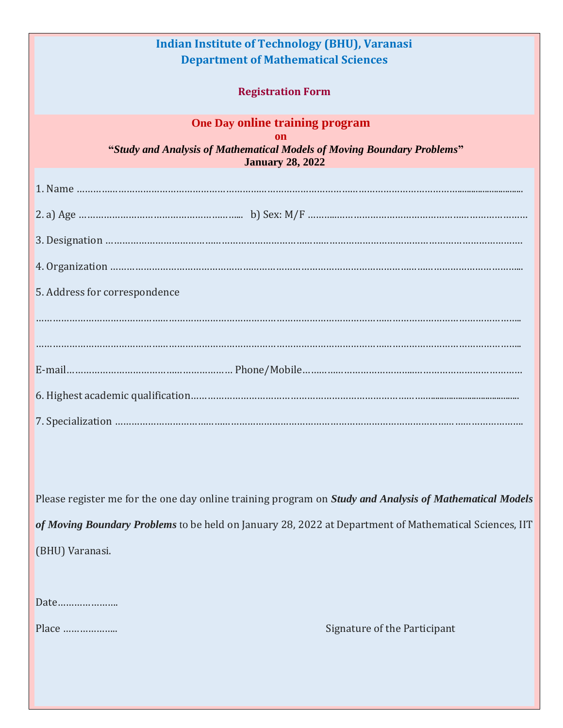**Indian Institute of Technology (BHU), Varanasi**
**Department of Mathematical Sciences**

**Registration Form**

**One Day online training program**
**on**
**"*Study and Analysis of Mathematical Models of Moving Boundary Problems*"**
**January 28, 2022**

1. Name ……………………………………………………………………………………………………………

2. a) Age ………………………………………………. b) Sex: M/F ……………………………………………………

3. Designation ……………………………………………………………………………………………………

4. Organization …………………………………………………………………………………………………

5. Address for correspondence

……………………………………………………………………………………………………………………

……………………………………………………………………………………………………………………

E-mail……………………………………………… Phone/Mobile…………………………………………………

6. Highest academic qualification…………………………………………………………………………………

7. Specialization ………………………………………………………………………………………………

Please register me for the one day online training program on ***Study and Analysis of Mathematical Models of Moving Boundary Problems*** to be held on January 28, 2022 at Department of Mathematical Sciences, IIT (BHU) Varanasi.

Date…………………

Place ………………..                                                                                   Signature of the Participant